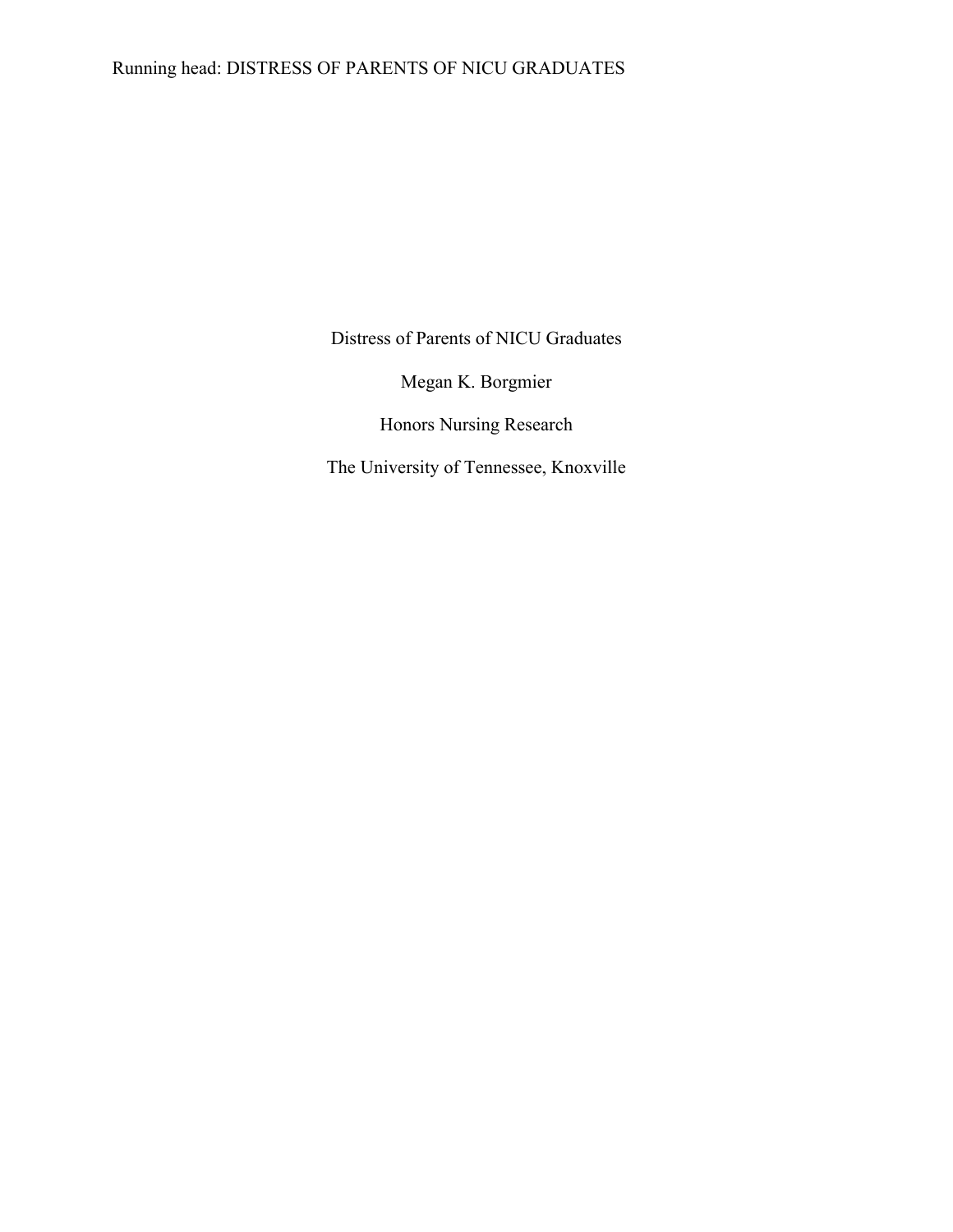# Distress of Parents of NICU Graduates

Megan K. Borgmier

Honors Nursing Research

The University of Tennessee, Knoxville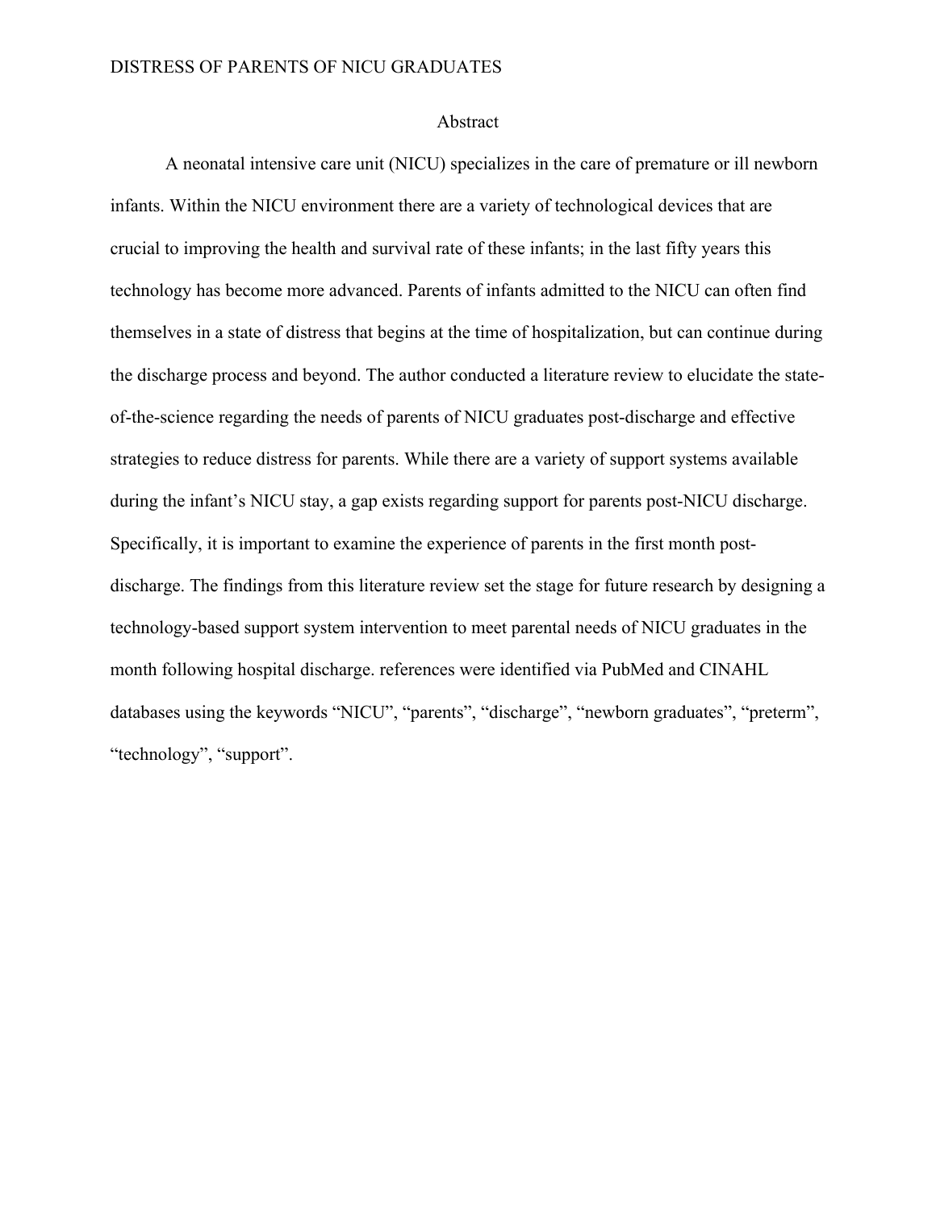# Abstract

A neonatal intensive care unit (NICU) specializes in the care of premature or ill newborn infants. Within the NICU environment there are a variety of technological devices that are crucial to improving the health and survival rate of these infants; in the last fifty years this technology has become more advanced. Parents of infants admitted to the NICU can often find themselves in a state of distress that begins at the time of hospitalization, but can continue during the discharge process and beyond. The author conducted a literature review to elucidate the state-of-the-science regarding the needs of parents of NICU graduates post-discharge and effective strategies to reduce distress for parents. While there are a variety of support systems available during the infant's NICU stay, a gap exists regarding support for parents post-NICU discharge. Specifically, it is important to examine the experience of parents in the first month post-discharge. The findings from this literature review set the stage for future research by designing a technology-based support system intervention to meet parental needs of NICU graduates in the month following hospital discharge. references were identified via PubMed and CINAHL databases using the keywords "NICU", "parents", "discharge", "newborn graduates", "preterm", "technology", "support".